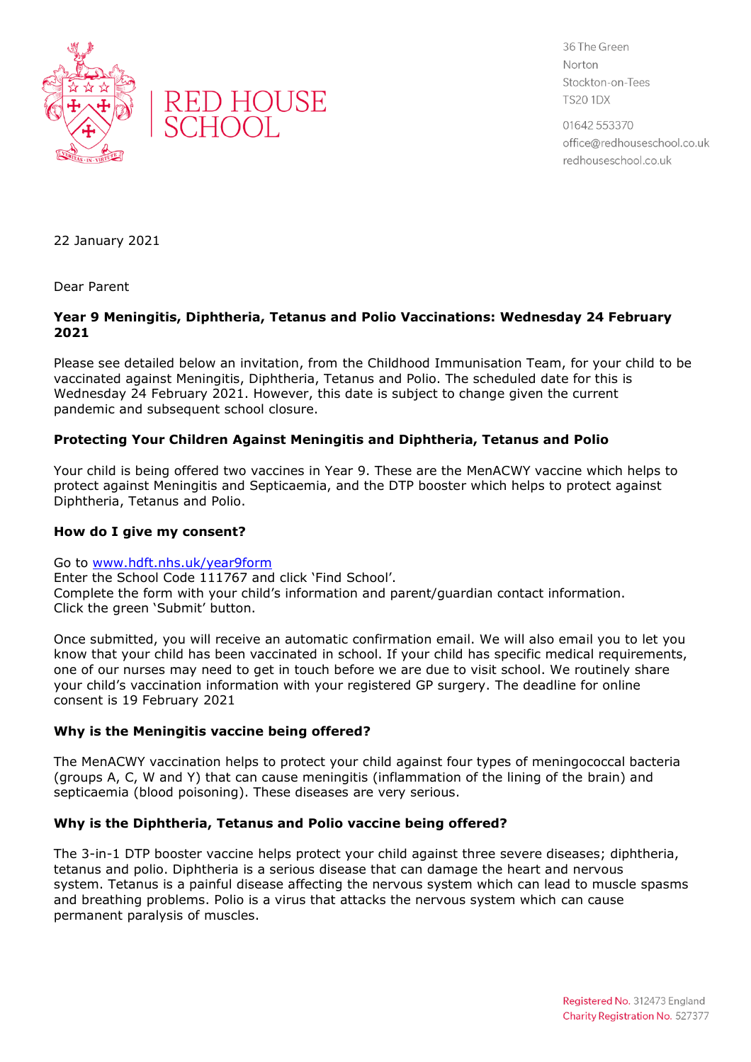RED HOUSE SCHOOL

36 The Green
Norton
Stockton-on-Tees
TS20 1DX

01642 553370
office@redhouseschool.co.uk
redhouseschool.co.uk

22 January 2021

Dear Parent

**Year 9 Meningitis, Diphtheria, Tetanus and Polio Vaccinations: Wednesday 24 February 2021**

Please see detailed below an invitation, from the Childhood Immunisation Team, for your child to be vaccinated against Meningitis, Diphtheria, Tetanus and Polio. The scheduled date for this is Wednesday 24 February 2021. However, this date is subject to change given the current pandemic and subsequent school closure.

**Protecting Your Children Against Meningitis and Diphtheria, Tetanus and Polio**

Your child is being offered two vaccines in Year 9. These are the MenACWY vaccine which helps to protect against Meningitis and Septicaemia, and the DTP booster which helps to protect against Diphtheria, Tetanus and Polio.

**How do I give my consent?**

Go to [www.hdft.nhs.uk/year9form](www.hdft.nhs.uk/year9form)
Enter the School Code 111767 and click 'Find School'.
Complete the form with your child's information and parent/guardian contact information.
Click the green 'Submit' button.

Once submitted, you will receive an automatic confirmation email. We will also email you to let you know that your child has been vaccinated in school. If your child has specific medical requirements, one of our nurses may need to get in touch before we are due to visit school. We routinely share your child's vaccination information with your registered GP surgery. The deadline for online consent is 19 February 2021

**Why is the Meningitis vaccine being offered?**

The MenACWY vaccination helps to protect your child against four types of meningococcal bacteria (groups A, C, W and Y) that can cause meningitis (inflammation of the lining of the brain) and septicaemia (blood poisoning). These diseases are very serious.

**Why is the Diphtheria, Tetanus and Polio vaccine being offered?**

The 3-in-1 DTP booster vaccine helps protect your child against three severe diseases; diphtheria, tetanus and polio. Diphtheria is a serious disease that can damage the heart and nervous system. Tetanus is a painful disease affecting the nervous system which can lead to muscle spasms and breathing problems. Polio is a virus that attacks the nervous system which can cause permanent paralysis of muscles.

Registered No. 312473 England
Charity Registration No. 527377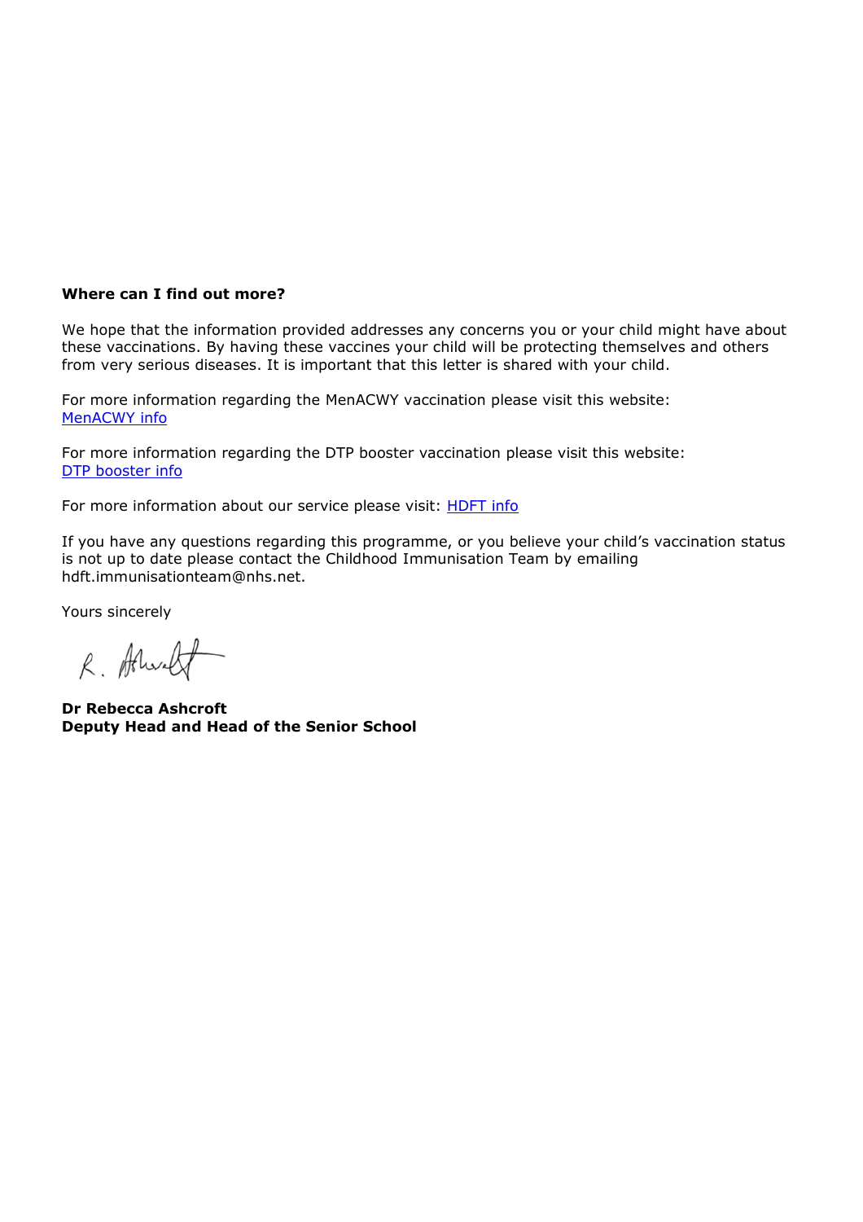**Where can I find out more?**

We hope that the information provided addresses any concerns you or your child might have about these vaccinations. By having these vaccines your child will be protecting themselves and others from very serious diseases. It is important that this letter is shared with your child.

For more information regarding the MenACWY vaccination please visit this website:
MenACWY info

For more information regarding the DTP booster vaccination please visit this website:
DTP booster info

For more information about our service please visit: HDFT info

If you have any questions regarding this programme, or you believe your child's vaccination status is not up to date please contact the Childhood Immunisation Team by emailing hdft.immunisationteam@nhs.net.

Yours sincerely

**Dr Rebecca Ashcroft**
**Deputy Head and Head of the Senior School**